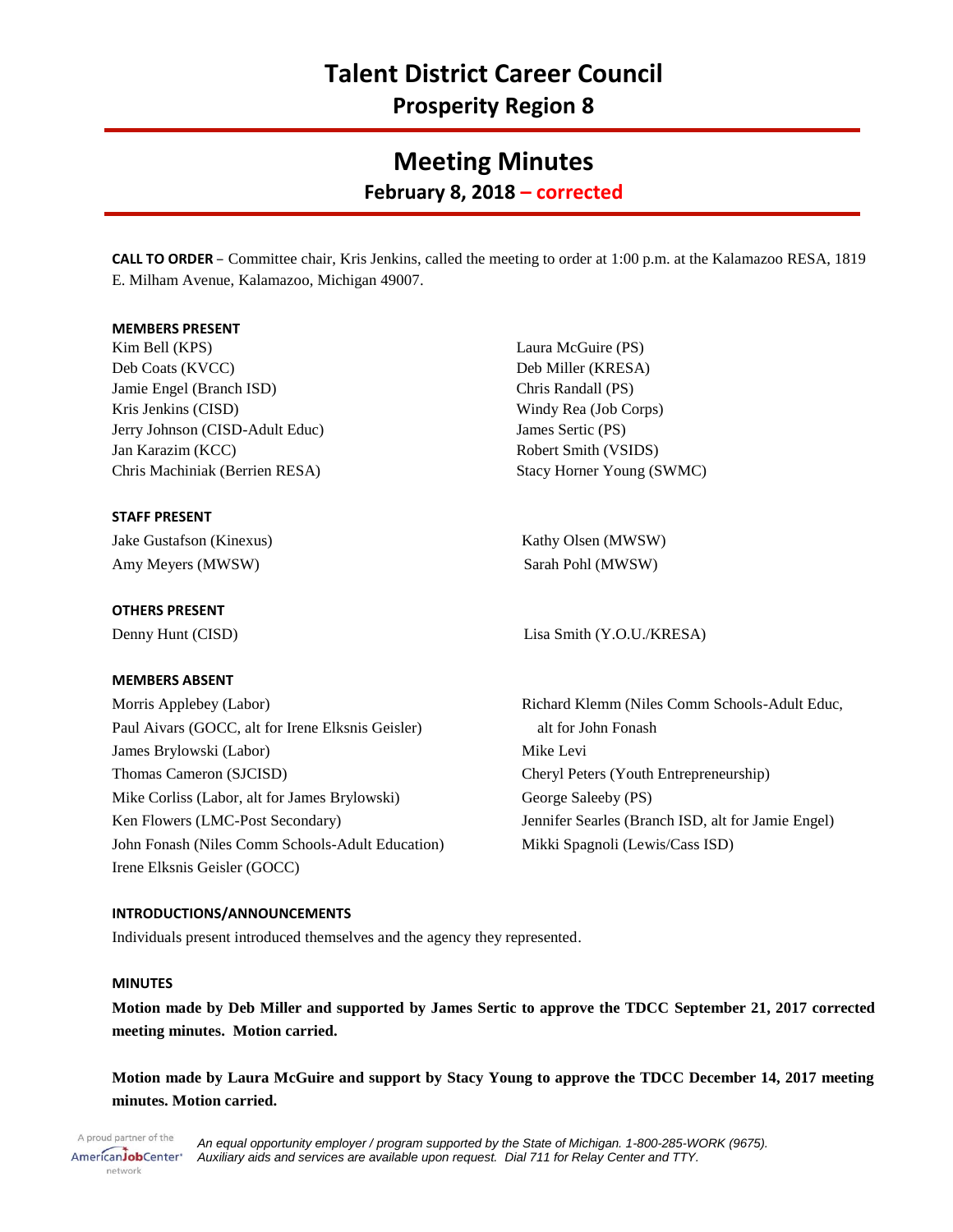# Talent District Career Council

## Prosperity Region 8

# Meeting Minutes

### February 8, 2018 – corrected

**CALL TO ORDER** – Committee chair, Kris Jenkins, called the meeting to order at 1:00 p.m. at the Kalamazoo RESA, 1819 E. Milham Avenue, Kalamazoo, Michigan 49007.

**MEMBERS PRESENT**

Kim Bell (KPS)
Deb Coats (KVCC)
Jamie Engel (Branch ISD)
Kris Jenkins (CISD)
Jerry Johnson (CISD-Adult Educ)
Jan Karazim (KCC)
Chris Machiniak (Berrien RESA)
Laura McGuire (PS)
Deb Miller (KRESA)
Chris Randall (PS)
Windy Rea (Job Corps)
James Sertic (PS)
Robert Smith (VSIDS)
Stacy Horner Young (SWMC)

**STAFF PRESENT**

Jake Gustafson (Kinexus)
Amy Meyers (MWSW)
Kathy Olsen (MWSW)
Sarah Pohl (MWSW)

**OTHERS PRESENT**

Denny Hunt (CISD)
Lisa Smith (Y.O.U./KRESA)

**MEMBERS ABSENT**

Morris Applebey (Labor)
Paul Aivars (GOCC, alt for Irene Elksnis Geisler)
James Brylowski (Labor)
Thomas Cameron (SJCISD)
Mike Corliss (Labor, alt for James Brylowski)
Ken Flowers (LMC-Post Secondary)
John Fonash (Niles Comm Schools-Adult Education)
Irene Elksnis Geisler (GOCC)
Richard Klemm (Niles Comm Schools-Adult Educ, alt for John Fonash
Mike Levi
Cheryl Peters (Youth Entrepreneurship)
George Saleeby (PS)
Jennifer Searles (Branch ISD, alt for Jamie Engel)
Mikki Spagnoli (Lewis/Cass ISD)

**INTRODUCTIONS/ANNOUNCEMENTS**

Individuals present introduced themselves and the agency they represented.

**MINUTES**

**Motion made by Deb Miller and supported by James Sertic to approve the TDCC September 21, 2017 corrected meeting minutes. Motion carried.**

**Motion made by Laura McGuire and support by Stacy Young to approve the TDCC December 14, 2017 meeting minutes. Motion carried.**

A proud partner of the AmericanJobCenter network

*An equal opportunity employer / program supported by the State of Michigan. 1-800-285-WORK (9675). Auxiliary aids and services are available upon request. Dial 711 for Relay Center and TTY.*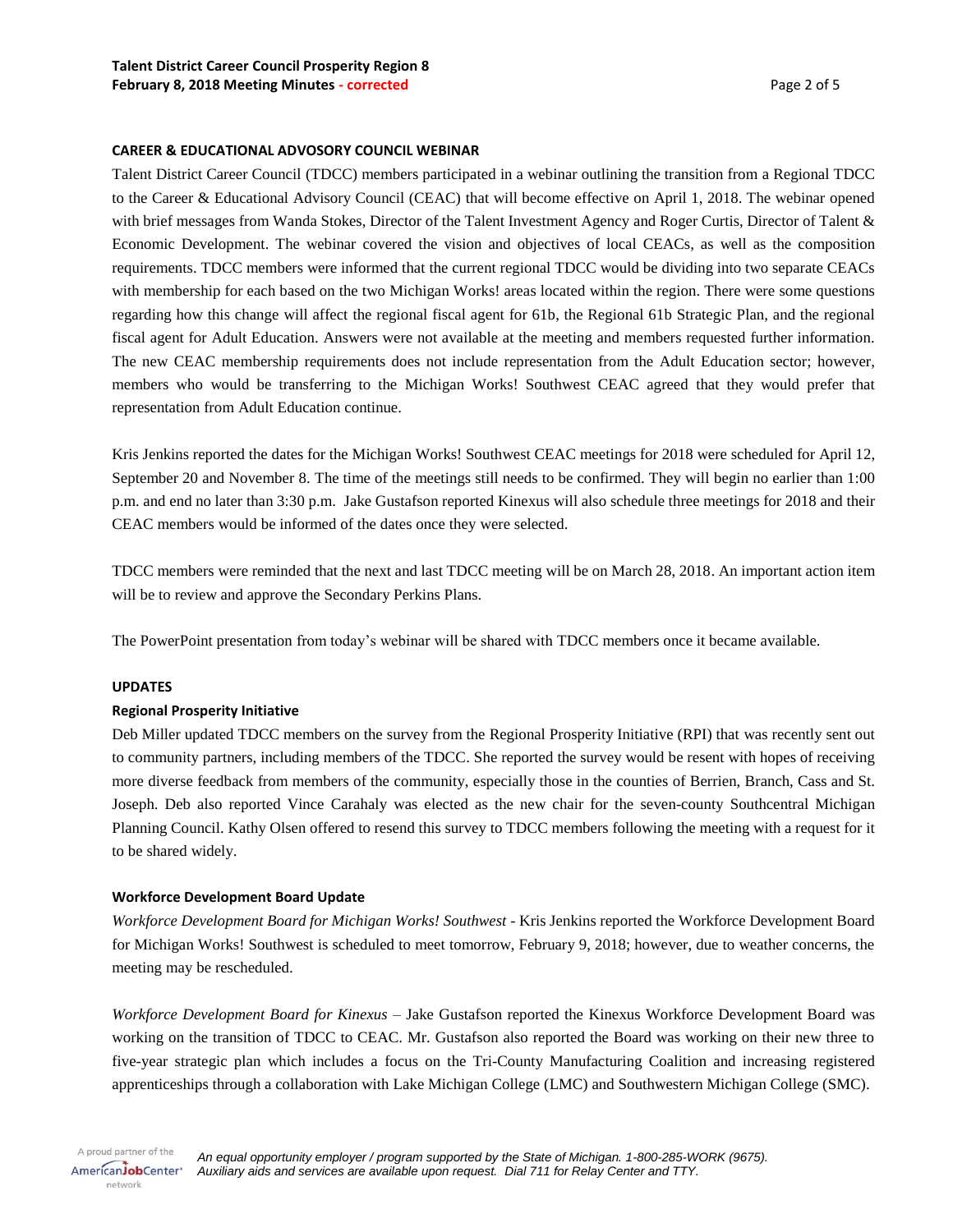## CAREER & EDUCATIONAL ADVOSORY COUNCIL WEBINAR

Talent District Career Council (TDCC) members participated in a webinar outlining the transition from a Regional TDCC to the Career & Educational Advisory Council (CEAC) that will become effective on April 1, 2018. The webinar opened with brief messages from Wanda Stokes, Director of the Talent Investment Agency and Roger Curtis, Director of Talent & Economic Development. The webinar covered the vision and objectives of local CEACs, as well as the composition requirements. TDCC members were informed that the current regional TDCC would be dividing into two separate CEACs with membership for each based on the two Michigan Works! areas located within the region. There were some questions regarding how this change will affect the regional fiscal agent for 61b, the Regional 61b Strategic Plan, and the regional fiscal agent for Adult Education. Answers were not available at the meeting and members requested further information. The new CEAC membership requirements does not include representation from the Adult Education sector; however, members who would be transferring to the Michigan Works! Southwest CEAC agreed that they would prefer that representation from Adult Education continue.

Kris Jenkins reported the dates for the Michigan Works! Southwest CEAC meetings for 2018 were scheduled for April 12, September 20 and November 8. The time of the meetings still needs to be confirmed. They will begin no earlier than 1:00 p.m. and end no later than 3:30 p.m. Jake Gustafson reported Kinexus will also schedule three meetings for 2018 and their CEAC members would be informed of the dates once they were selected.

TDCC members were reminded that the next and last TDCC meeting will be on March 28, 2018. An important action item will be to review and approve the Secondary Perkins Plans.

The PowerPoint presentation from today's webinar will be shared with TDCC members once it became available.

## UPDATES

### Regional Prosperity Initiative

Deb Miller updated TDCC members on the survey from the Regional Prosperity Initiative (RPI) that was recently sent out to community partners, including members of the TDCC. She reported the survey would be resent with hopes of receiving more diverse feedback from members of the community, especially those in the counties of Berrien, Branch, Cass and St. Joseph. Deb also reported Vince Carahaly was elected as the new chair for the seven-county Southcentral Michigan Planning Council. Kathy Olsen offered to resend this survey to TDCC members following the meeting with a request for it to be shared widely.

### Workforce Development Board Update

*Workforce Development Board for Michigan Works! Southwest* - Kris Jenkins reported the Workforce Development Board for Michigan Works! Southwest is scheduled to meet tomorrow, February 9, 2018; however, due to weather concerns, the meeting may be rescheduled.

*Workforce Development Board for Kinexus* – Jake Gustafson reported the Kinexus Workforce Development Board was working on the transition of TDCC to CEAC. Mr. Gustafson also reported the Board was working on their new three to five-year strategic plan which includes a focus on the Tri-County Manufacturing Coalition and increasing registered apprenticeships through a collaboration with Lake Michigan College (LMC) and Southwestern Michigan College (SMC).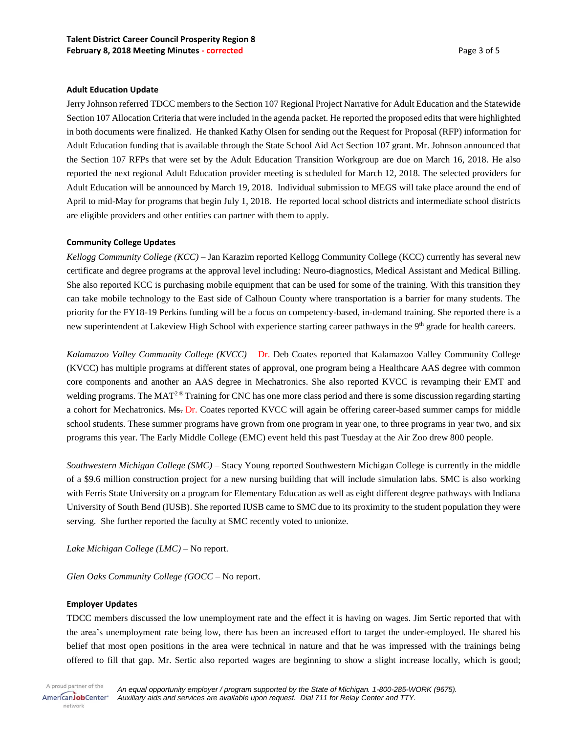#### Adult Education Update

Jerry Johnson referred TDCC members to the Section 107 Regional Project Narrative for Adult Education and the Statewide Section 107 Allocation Criteria that were included in the agenda packet. He reported the proposed edits that were highlighted in both documents were finalized. He thanked Kathy Olsen for sending out the Request for Proposal (RFP) information for Adult Education funding that is available through the State School Aid Act Section 107 grant. Mr. Johnson announced that the Section 107 RFPs that were set by the Adult Education Transition Workgroup are due on March 16, 2018. He also reported the next regional Adult Education provider meeting is scheduled for March 12, 2018. The selected providers for Adult Education will be announced by March 19, 2018. Individual submission to MEGS will take place around the end of April to mid-May for programs that begin July 1, 2018. He reported local school districts and intermediate school districts are eligible providers and other entities can partner with them to apply.

#### Community College Updates

*Kellogg Community College (KCC)* – Jan Karazim reported Kellogg Community College (KCC) currently has several new certificate and degree programs at the approval level including: Neuro-diagnostics, Medical Assistant and Medical Billing. She also reported KCC is purchasing mobile equipment that can be used for some of the training. With this transition they can take mobile technology to the East side of Calhoun County where transportation is a barrier for many students. The priority for the FY18-19 Perkins funding will be a focus on competency-based, in-demand training. She reported there is a new superintendent at Lakeview High School with experience starting career pathways in the 9th grade for health careers.

*Kalamazoo Valley Community College (KVCC)* – Dr. Deb Coates reported that Kalamazoo Valley Community College (KVCC) has multiple programs at different states of approval, one program being a Healthcare AAS degree with common core components and another an AAS degree in Mechatronics. She also reported KVCC is revamping their EMT and welding programs. The MAT² ® Training for CNC has one more class period and there is some discussion regarding starting a cohort for Mechatronics. ~~Ms.~~ Dr. Coates reported KVCC will again be offering career-based summer camps for middle school students. These summer programs have grown from one program in year one, to three programs in year two, and six programs this year. The Early Middle College (EMC) event held this past Tuesday at the Air Zoo drew 800 people.

*Southwestern Michigan College (SMC)* – Stacy Young reported Southwestern Michigan College is currently in the middle of a $9.6 million construction project for a new nursing building that will include simulation labs. SMC is also working with Ferris State University on a program for Elementary Education as well as eight different degree pathways with Indiana University of South Bend (IUSB). She reported IUSB came to SMC due to its proximity to the student population they were serving. She further reported the faculty at SMC recently voted to unionize.

*Lake Michigan College (LMC)* – No report.

*Glen Oaks Community College (GOCC* – No report.

#### Employer Updates

TDCC members discussed the low unemployment rate and the effect it is having on wages. Jim Sertic reported that with the area's unemployment rate being low, there has been an increased effort to target the under-employed. He shared his belief that most open positions in the area were technical in nature and that he was impressed with the trainings being offered to fill that gap. Mr. Sertic also reported wages are beginning to show a slight increase locally, which is good;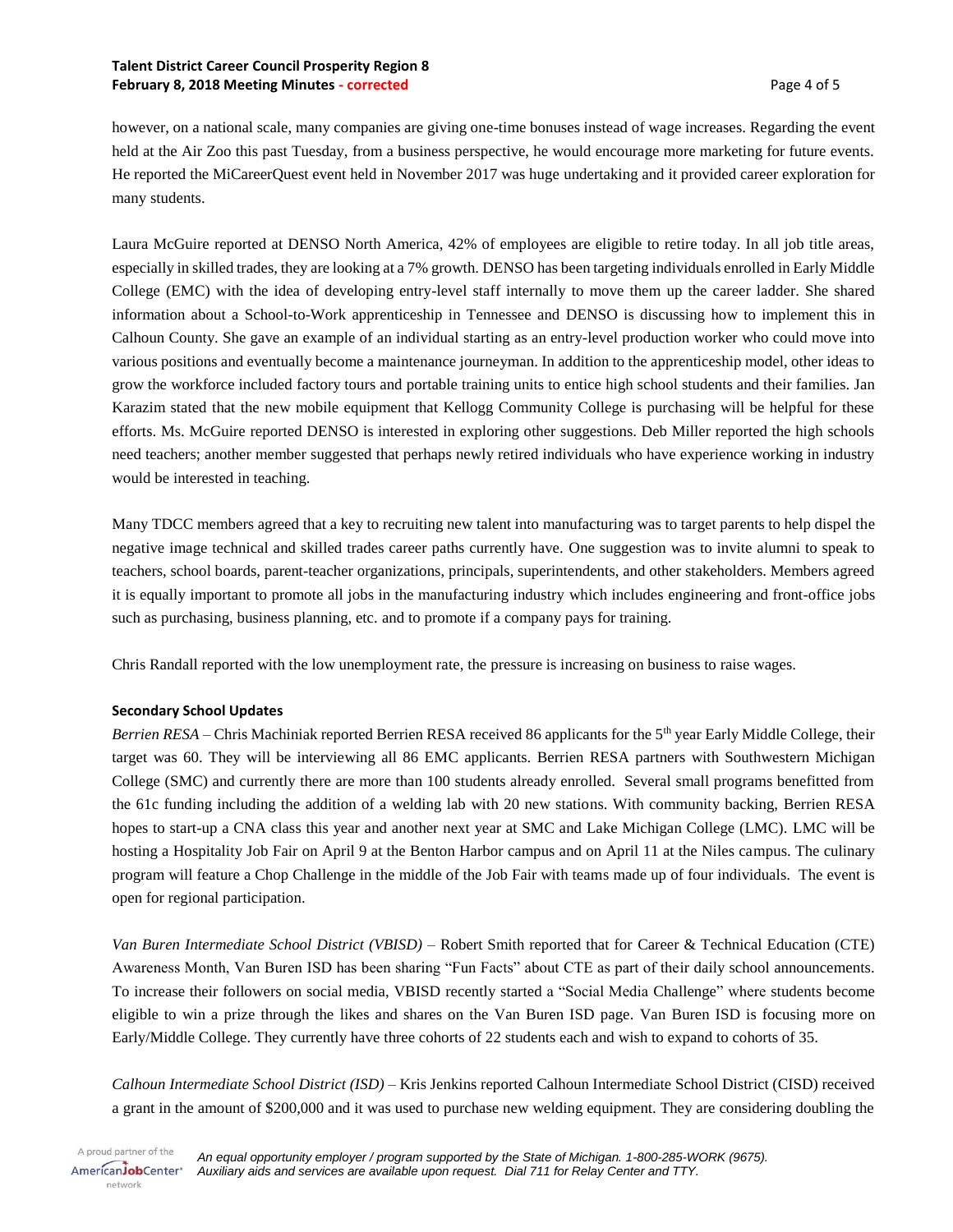however, on a national scale, many companies are giving one-time bonuses instead of wage increases. Regarding the event held at the Air Zoo this past Tuesday, from a business perspective, he would encourage more marketing for future events. He reported the MiCareerQuest event held in November 2017 was huge undertaking and it provided career exploration for many students.

Laura McGuire reported at DENSO North America, 42% of employees are eligible to retire today. In all job title areas, especially in skilled trades, they are looking at a 7% growth. DENSO has been targeting individuals enrolled in Early Middle College (EMC) with the idea of developing entry-level staff internally to move them up the career ladder. She shared information about a School-to-Work apprenticeship in Tennessee and DENSO is discussing how to implement this in Calhoun County. She gave an example of an individual starting as an entry-level production worker who could move into various positions and eventually become a maintenance journeyman. In addition to the apprenticeship model, other ideas to grow the workforce included factory tours and portable training units to entice high school students and their families. Jan Karazim stated that the new mobile equipment that Kellogg Community College is purchasing will be helpful for these efforts. Ms. McGuire reported DENSO is interested in exploring other suggestions. Deb Miller reported the high schools need teachers; another member suggested that perhaps newly retired individuals who have experience working in industry would be interested in teaching.

Many TDCC members agreed that a key to recruiting new talent into manufacturing was to target parents to help dispel the negative image technical and skilled trades career paths currently have. One suggestion was to invite alumni to speak to teachers, school boards, parent-teacher organizations, principals, superintendents, and other stakeholders. Members agreed it is equally important to promote all jobs in the manufacturing industry which includes engineering and front-office jobs such as purchasing, business planning, etc. and to promote if a company pays for training.

Chris Randall reported with the low unemployment rate, the pressure is increasing on business to raise wages.

**Secondary School Updates**

*Berrien RESA* – Chris Machiniak reported Berrien RESA received 86 applicants for the 5th year Early Middle College, their target was 60. They will be interviewing all 86 EMC applicants. Berrien RESA partners with Southwestern Michigan College (SMC) and currently there are more than 100 students already enrolled. Several small programs benefitted from the 61c funding including the addition of a welding lab with 20 new stations. With community backing, Berrien RESA hopes to start-up a CNA class this year and another next year at SMC and Lake Michigan College (LMC). LMC will be hosting a Hospitality Job Fair on April 9 at the Benton Harbor campus and on April 11 at the Niles campus. The culinary program will feature a Chop Challenge in the middle of the Job Fair with teams made up of four individuals. The event is open for regional participation.

*Van Buren Intermediate School District (VBISD)* – Robert Smith reported that for Career & Technical Education (CTE) Awareness Month, Van Buren ISD has been sharing "Fun Facts" about CTE as part of their daily school announcements. To increase their followers on social media, VBISD recently started a "Social Media Challenge" where students become eligible to win a prize through the likes and shares on the Van Buren ISD page. Van Buren ISD is focusing more on Early/Middle College. They currently have three cohorts of 22 students each and wish to expand to cohorts of 35.

*Calhoun Intermediate School District (ISD)* – Kris Jenkins reported Calhoun Intermediate School District (CISD) received a grant in the amount of $200,000 and it was used to purchase new welding equipment. They are considering doubling the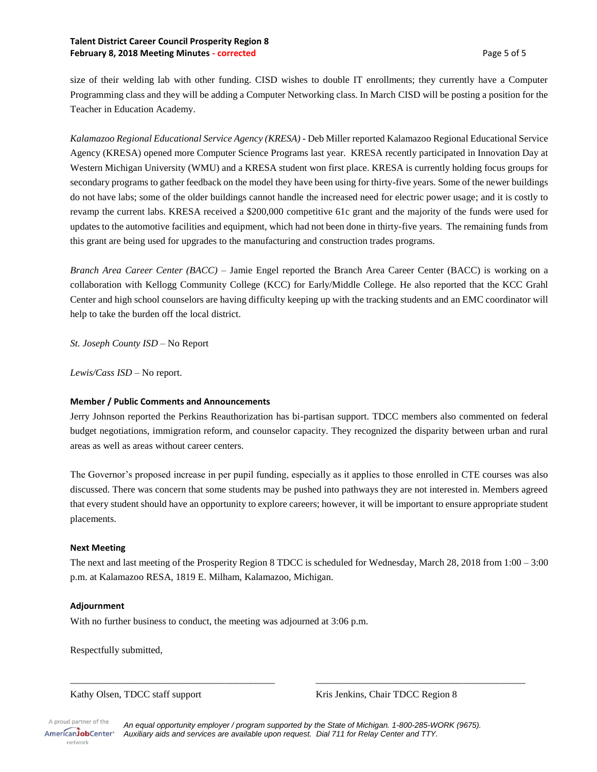size of their welding lab with other funding. CISD wishes to double IT enrollments; they currently have a Computer Programming class and they will be adding a Computer Networking class. In March CISD will be posting a position for the Teacher in Education Academy.

*Kalamazoo Regional Educational Service Agency (KRESA)* - Deb Miller reported Kalamazoo Regional Educational Service Agency (KRESA) opened more Computer Science Programs last year. KRESA recently participated in Innovation Day at Western Michigan University (WMU) and a KRESA student won first place. KRESA is currently holding focus groups for secondary programs to gather feedback on the model they have been using for thirty-five years. Some of the newer buildings do not have labs; some of the older buildings cannot handle the increased need for electric power usage; and it is costly to revamp the current labs. KRESA received a $200,000 competitive 61c grant and the majority of the funds were used for updates to the automotive facilities and equipment, which had not been done in thirty-five years. The remaining funds from this grant are being used for upgrades to the manufacturing and construction trades programs.

*Branch Area Career Center (BACC)* – Jamie Engel reported the Branch Area Career Center (BACC) is working on a collaboration with Kellogg Community College (KCC) for Early/Middle College. He also reported that the KCC Grahl Center and high school counselors are having difficulty keeping up with the tracking students and an EMC coordinator will help to take the burden off the local district.

*St. Joseph County ISD* – No Report

*Lewis/Cass ISD* – No report.

**Member / Public Comments and Announcements**

Jerry Johnson reported the Perkins Reauthorization has bi-partisan support. TDCC members also commented on federal budget negotiations, immigration reform, and counselor capacity. They recognized the disparity between urban and rural areas as well as areas without career centers.

The Governor's proposed increase in per pupil funding, especially as it applies to those enrolled in CTE courses was also discussed. There was concern that some students may be pushed into pathways they are not interested in. Members agreed that every student should have an opportunity to explore careers; however, it will be important to ensure appropriate student placements.

**Next Meeting**

The next and last meeting of the Prosperity Region 8 TDCC is scheduled for Wednesday, March 28, 2018 from 1:00 – 3:00 p.m. at Kalamazoo RESA, 1819 E. Milham, Kalamazoo, Michigan.

**Adjournment**

With no further business to conduct, the meeting was adjourned at 3:06 p.m.

Respectfully submitted,

\_\_\_\_\_\_\_\_\_\_\_\_\_\_\_\_\_\_\_\_\_\_\_\_\_\_\_\_\_\_\_\_\_\_\_\_\_\_\_\_\_\_
Kathy Olsen, TDCC staff support

\_\_\_\_\_\_\_\_\_\_\_\_\_\_\_\_\_\_\_\_\_\_\_\_\_\_\_\_\_\_\_\_\_\_\_\_\_\_\_\_\_\_
Kris Jenkins, Chair TDCC Region 8

A proud partner of the AmericanJobCenter network

*An equal opportunity employer / program supported by the State of Michigan. 1-800-285-WORK (9675). Auxiliary aids and services are available upon request. Dial 711 for Relay Center and TTY.*